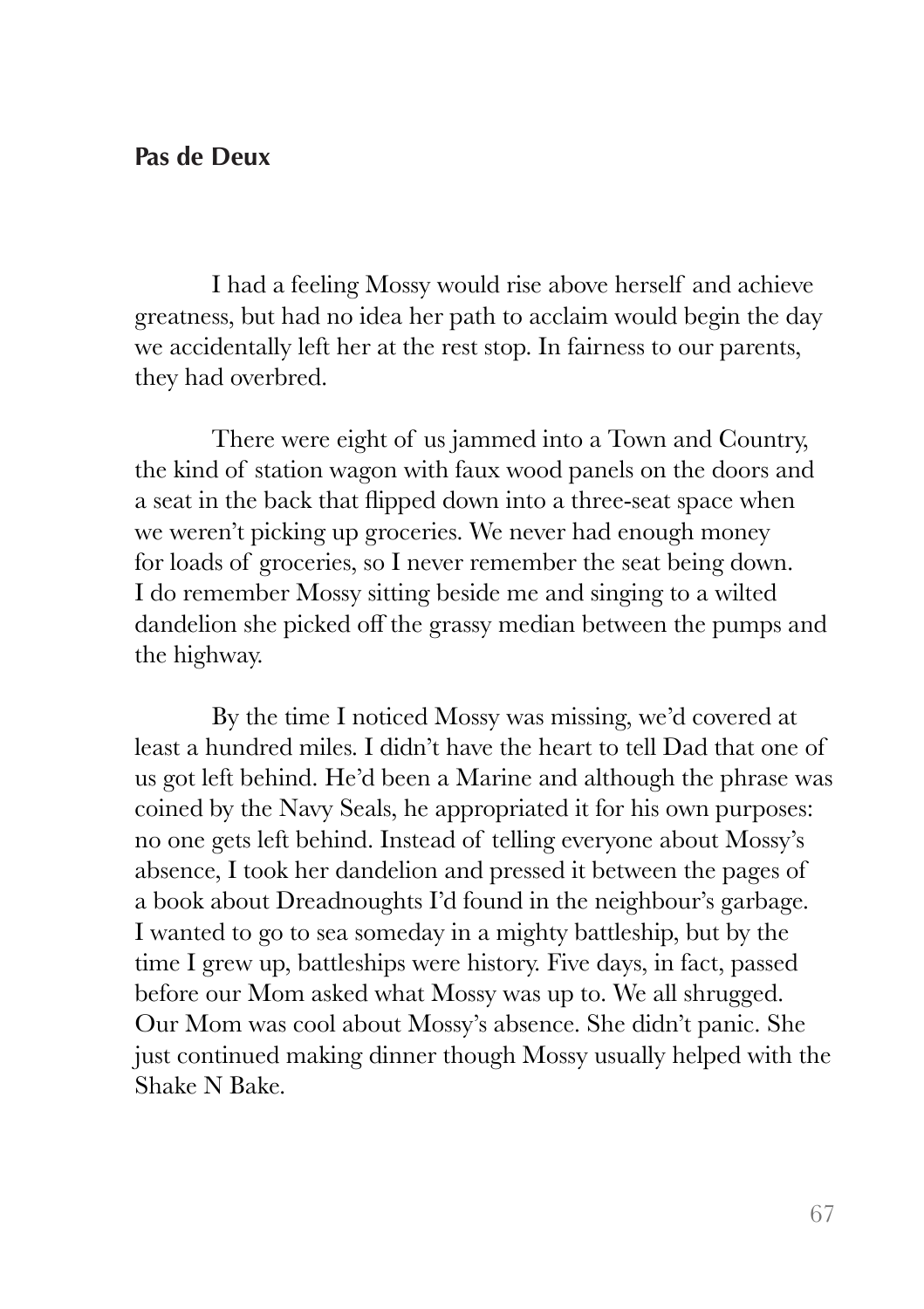## Pas de Deux

I had a feeling Mossy would rise above herself and achieve greatness, but had no idea her path to acclaim would begin the day we accidentally left her at the rest stop. In fairness to our parents, they had overbred.

There were eight of us jammed into a Town and Country, the kind of station wagon with faux wood panels on the doors and a seat in the back that flipped down into a three-seat space when we weren't picking up groceries. We never had enough money for loads of groceries, so I never remember the seat being down. I do remember Mossy sitting beside me and singing to a wilted dandelion she picked off the grassy median between the pumps and the highway.

By the time I noticed Mossy was missing, we'd covered at least a hundred miles. I didn't have the heart to tell Dad that one of us got left behind. He'd been a Marine and although the phrase was coined by the Navy Seals, he appropriated it for his own purposes: no one gets left behind. Instead of telling everyone about Mossy's absence, I took her dandelion and pressed it between the pages of a book about Dreadnoughts I'd found in the neighbour's garbage. I wanted to go to sea someday in a mighty battleship, but by the time I grew up, battleships were history. Five days, in fact, passed before our Mom asked what Mossy was up to. We all shrugged. Our Mom was cool about Mossy's absence. She didn't panic. She just continued making dinner though Mossy usually helped with the Shake N Bake.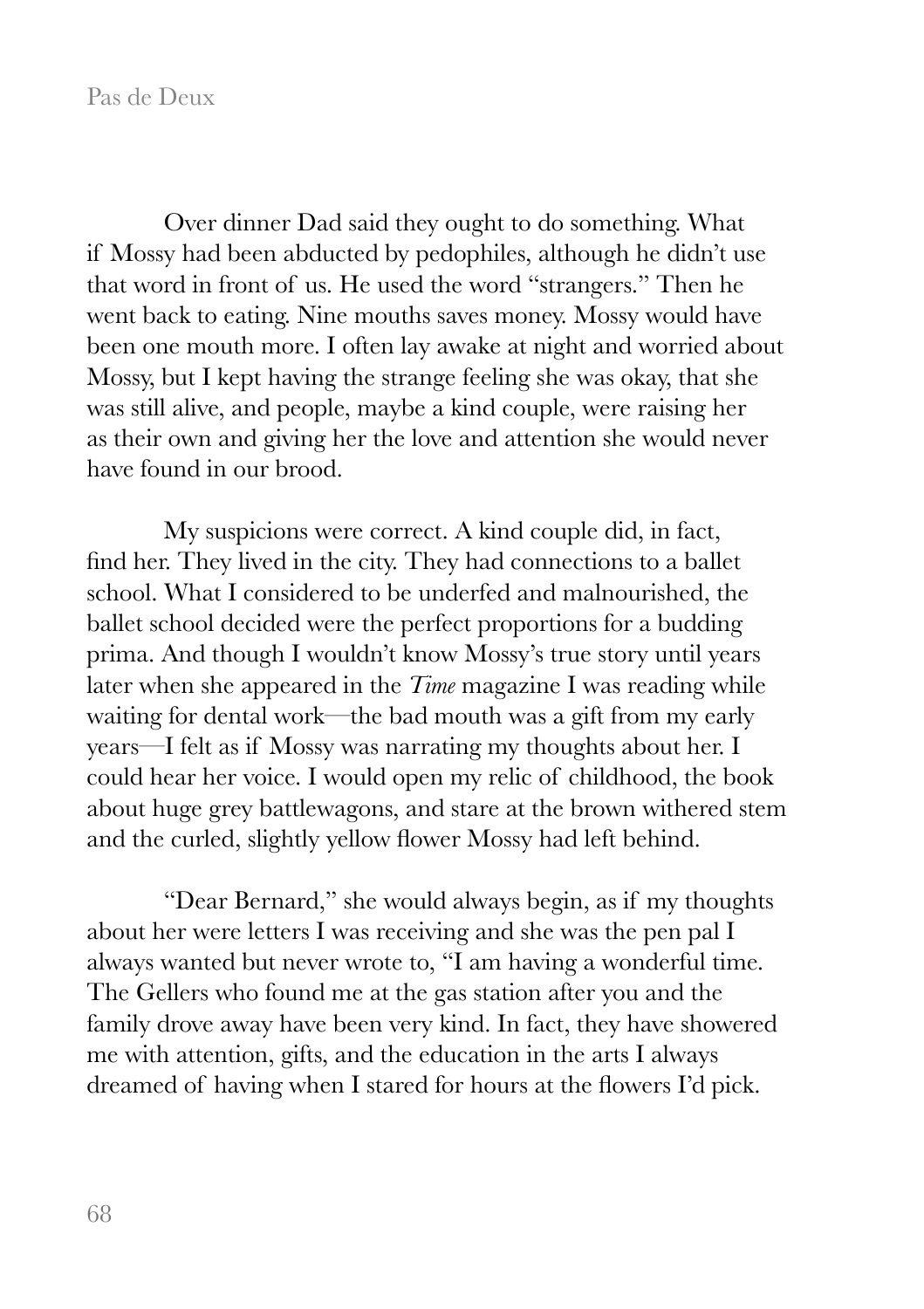Over dinner Dad said they ought to do something. What if Mossy had been abducted by pedophiles, although he didn't use that word in front of us. He used the word "strangers." Then he went back to eating. Nine mouths saves money. Mossy would have been one mouth more. I often lay awake at night and worried about Mossy, but I kept having the strange feeling she was okay, that she was still alive, and people, maybe a kind couple, were raising her as their own and giving her the love and attention she would never have found in our brood.

My suspicions were correct. A kind couple did, in fact, find her. They lived in the city. They had connections to a ballet school. What I considered to be underfed and malnourished, the ballet school decided were the perfect proportions for a budding prima. And though I wouldn't know Mossy's true story until years later when she appeared in the *Time* magazine I was reading while waiting for dental work—the bad mouth was a gift from my early years—I felt as if Mossy was narrating my thoughts about her. I could hear her voice. I would open my relic of childhood, the book about huge grey battlewagons, and stare at the brown withered stem and the curled, slightly yellow flower Mossy had left behind.

"Dear Bernard," she would always begin, as if my thoughts about her were letters I was receiving and she was the pen pal I always wanted but never wrote to, "I am having a wonderful time. The Gellers who found me at the gas station after you and the family drove away have been very kind. In fact, they have showered me with attention, gifts, and the education in the arts I always dreamed of having when I stared for hours at the flowers I'd pick.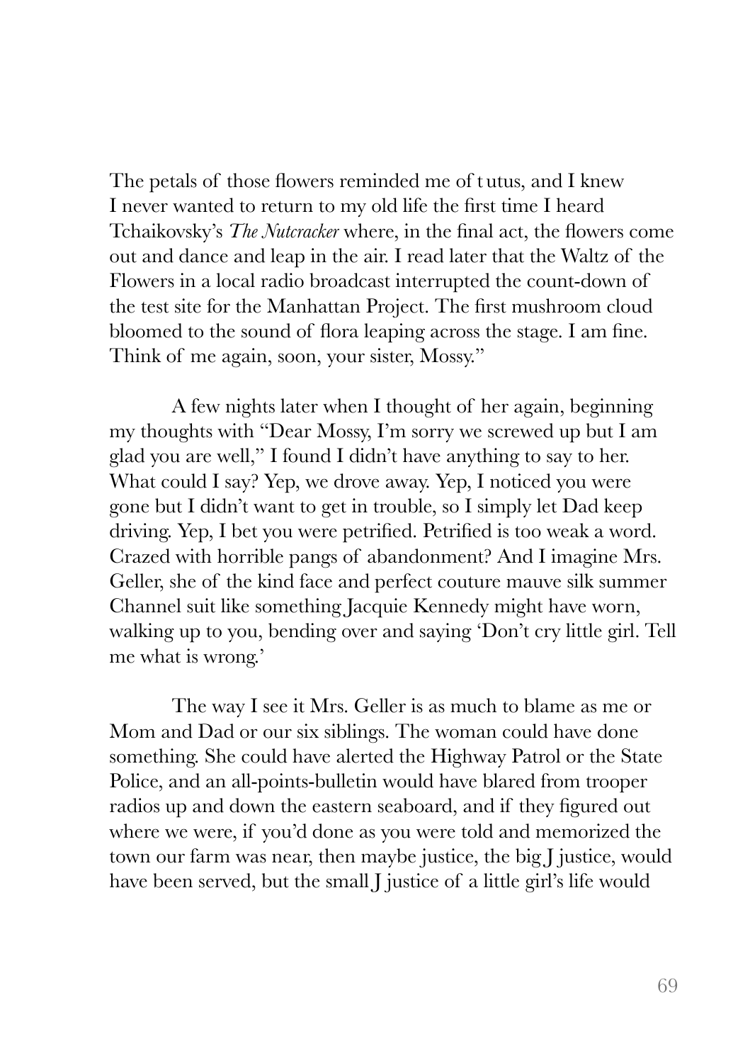The petals of those flowers reminded me of t utus, and I knew I never wanted to return to my old life the first time I heard Tchaikovsky's *The Nutcracker* where, in the final act, the flowers come out and dance and leap in the air. I read later that the Waltz of the Flowers in a local radio broadcast interrupted the count-down of the test site for the Manhattan Project. The first mushroom cloud bloomed to the sound of flora leaping across the stage. I am fine. Think of me again, soon, your sister, Mossy."

A few nights later when I thought of her again, beginning my thoughts with "Dear Mossy, I'm sorry we screwed up but I am glad you are well," I found I didn't have anything to say to her. What could I say? Yep, we drove away. Yep, I noticed you were gone but I didn't want to get in trouble, so I simply let Dad keep driving. Yep, I bet you were petrified. Petrified is too weak a word. Crazed with horrible pangs of abandonment? And I imagine Mrs. Geller, she of the kind face and perfect couture mauve silk summer Channel suit like something Jacquie Kennedy might have worn, walking up to you, bending over and saying 'Don't cry little girl. Tell me what is wrong.'

The way I see it Mrs. Geller is as much to blame as me or Mom and Dad or our six siblings. The woman could have done something. She could have alerted the Highway Patrol or the State Police, and an all-points-bulletin would have blared from trooper radios up and down the eastern seaboard, and if they figured out where we were, if you'd done as you were told and memorized the town our farm was near, then maybe justice, the big J justice, would have been served, but the small J justice of a little girl's life would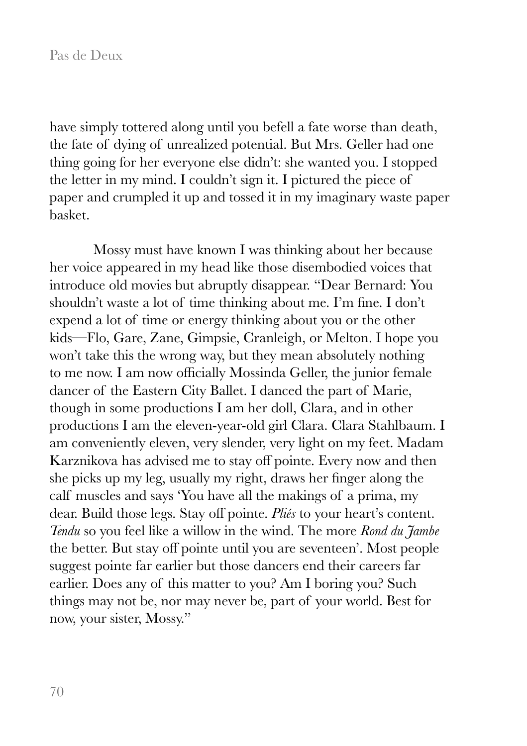have simply tottered along until you befell a fate worse than death, the fate of dying of unrealized potential. But Mrs. Geller had one thing going for her everyone else didn't: she wanted you. I stopped the letter in my mind. I couldn't sign it. I pictured the piece of paper and crumpled it up and tossed it in my imaginary waste paper basket.

Mossy must have known I was thinking about her because her voice appeared in my head like those disembodied voices that introduce old movies but abruptly disappear. "Dear Bernard: You shouldn't waste a lot of time thinking about me. I'm fine. I don't expend a lot of time or energy thinking about you or the other kids—Flo, Gare, Zane, Gimpsie, Cranleigh, or Melton. I hope you won't take this the wrong way, but they mean absolutely nothing to me now. I am now officially Mossinda Geller, the junior female dancer of the Eastern City Ballet. I danced the part of Marie, though in some productions I am her doll, Clara, and in other productions I am the eleven-year-old girl Clara. Clara Stahlbaum. I am conveniently eleven, very slender, very light on my feet. Madam Karznikova has advised me to stay off pointe. Every now and then she picks up my leg, usually my right, draws her finger along the calf muscles and says 'You have all the makings of a prima, my dear. Build those legs. Stay off pointe. *Pliés* to your heart's content. *Tendu* so you feel like a willow in the wind. The more *Rond du Jambe* the better. But stay off pointe until you are seventeen'. Most people suggest pointe far earlier but those dancers end their careers far earlier. Does any of this matter to you? Am I boring you? Such things may not be, nor may never be, part of your world. Best for now, your sister, Mossy."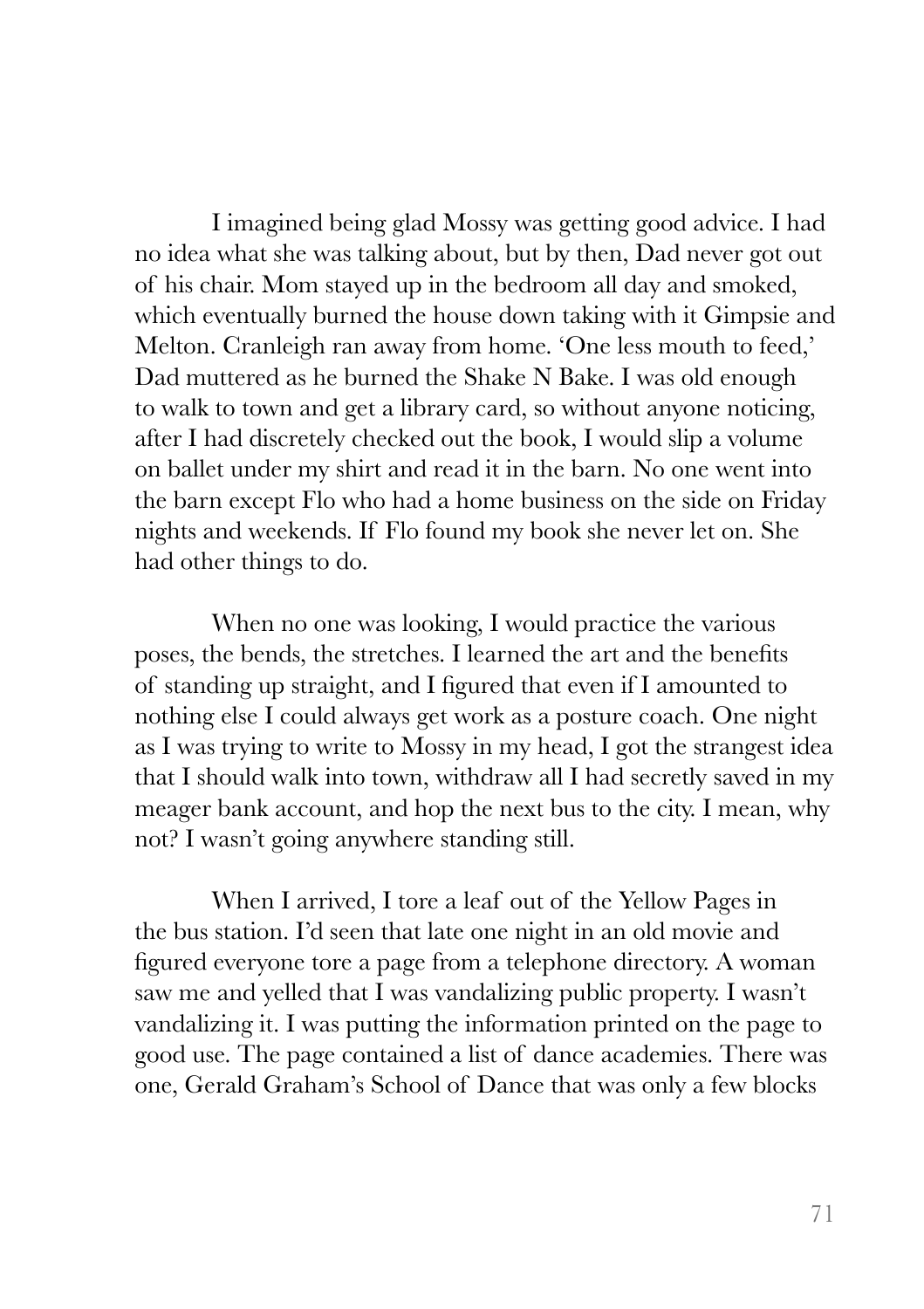I imagined being glad Mossy was getting good advice. I had no idea what she was talking about, but by then, Dad never got out of his chair. Mom stayed up in the bedroom all day and smoked, which eventually burned the house down taking with it Gimpsie and Melton. Cranleigh ran away from home. 'One less mouth to feed,' Dad muttered as he burned the Shake N Bake. I was old enough to walk to town and get a library card, so without anyone noticing, after I had discretely checked out the book, I would slip a volume on ballet under my shirt and read it in the barn. No one went into the barn except Flo who had a home business on the side on Friday nights and weekends. If Flo found my book she never let on. She had other things to do.

When no one was looking, I would practice the various poses, the bends, the stretches. I learned the art and the benefits of standing up straight, and I figured that even if I amounted to nothing else I could always get work as a posture coach. One night as I was trying to write to Mossy in my head, I got the strangest idea that I should walk into town, withdraw all I had secretly saved in my meager bank account, and hop the next bus to the city. I mean, why not? I wasn't going anywhere standing still.

When I arrived, I tore a leaf out of the Yellow Pages in the bus station. I'd seen that late one night in an old movie and figured everyone tore a page from a telephone directory. A woman saw me and yelled that I was vandalizing public property. I wasn't vandalizing it. I was putting the information printed on the page to good use. The page contained a list of dance academies. There was one, Gerald Graham's School of Dance that was only a few blocks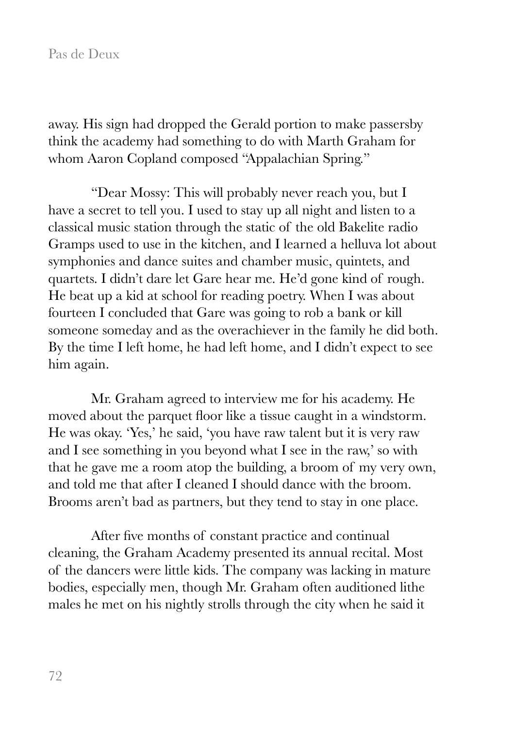away. His sign had dropped the Gerald portion to make passersby think the academy had something to do with Marth Graham for whom Aaron Copland composed "Appalachian Spring."

"Dear Mossy: This will probably never reach you, but I have a secret to tell you. I used to stay up all night and listen to a classical music station through the static of the old Bakelite radio Gramps used to use in the kitchen, and I learned a helluva lot about symphonies and dance suites and chamber music, quintets, and quartets. I didn't dare let Gare hear me. He'd gone kind of rough. He beat up a kid at school for reading poetry. When I was about fourteen I concluded that Gare was going to rob a bank or kill someone someday and as the overachiever in the family he did both. By the time I left home, he had left home, and I didn't expect to see him again.

Mr. Graham agreed to interview me for his academy. He moved about the parquet floor like a tissue caught in a windstorm. He was okay. 'Yes,' he said, 'you have raw talent but it is very raw and I see something in you beyond what I see in the raw,' so with that he gave me a room atop the building, a broom of my very own, and told me that after I cleaned I should dance with the broom. Brooms aren't bad as partners, but they tend to stay in one place.

After five months of constant practice and continual cleaning, the Graham Academy presented its annual recital. Most of the dancers were little kids. The company was lacking in mature bodies, especially men, though Mr. Graham often auditioned lithe males he met on his nightly strolls through the city when he said it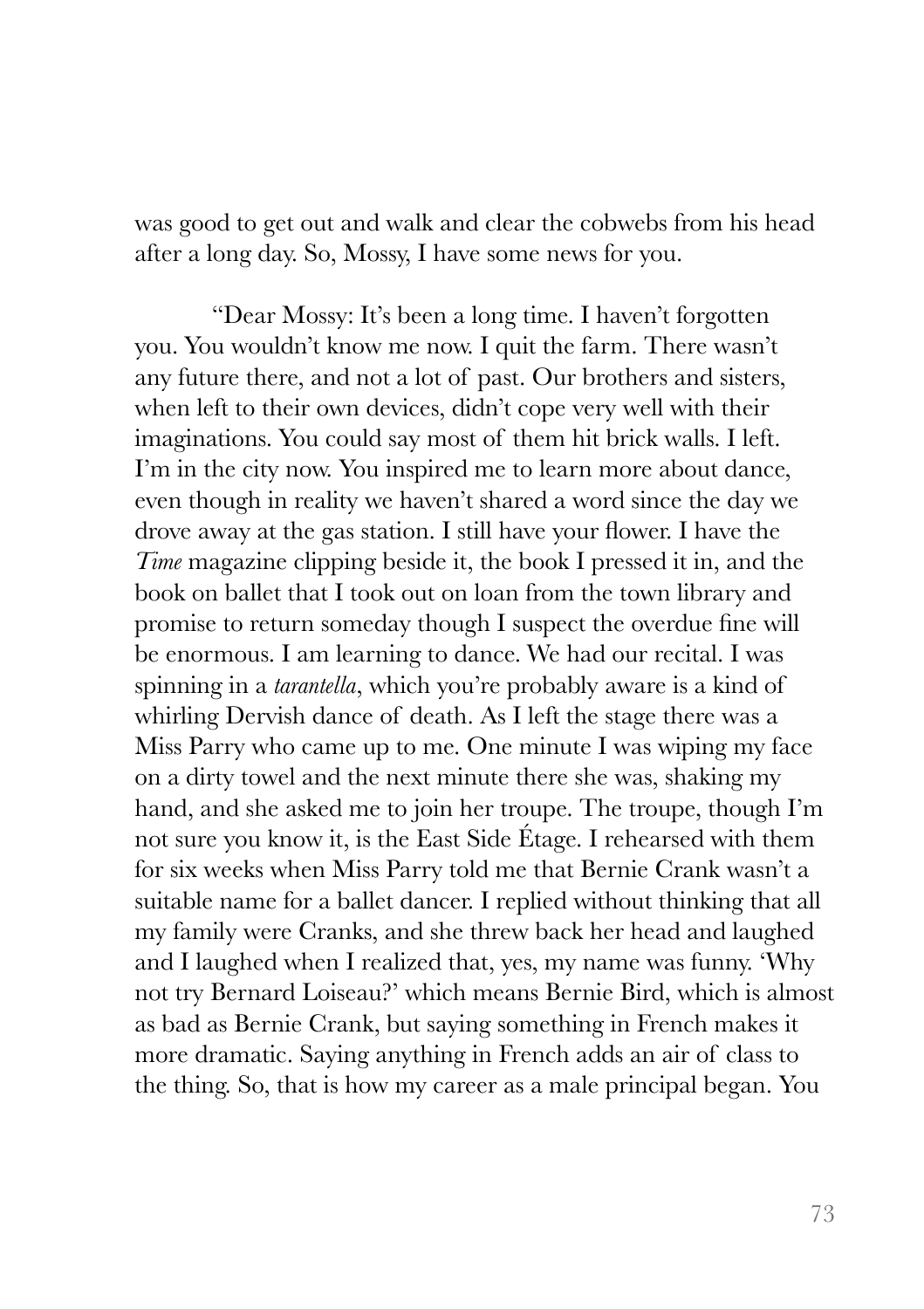was good to get out and walk and clear the cobwebs from his head after a long day. So, Mossy, I have some news for you.

"Dear Mossy: It's been a long time. I haven't forgotten you. You wouldn't know me now. I quit the farm. There wasn't any future there, and not a lot of past. Our brothers and sisters, when left to their own devices, didn't cope very well with their imaginations. You could say most of them hit brick walls. I left. I'm in the city now. You inspired me to learn more about dance, even though in reality we haven't shared a word since the day we drove away at the gas station. I still have your flower. I have the *Time* magazine clipping beside it, the book I pressed it in, and the book on ballet that I took out on loan from the town library and promise to return someday though I suspect the overdue fine will be enormous. I am learning to dance. We had our recital. I was spinning in a *tarantella*, which you're probably aware is a kind of whirling Dervish dance of death. As I left the stage there was a Miss Parry who came up to me. One minute I was wiping my face on a dirty towel and the next minute there she was, shaking my hand, and she asked me to join her troupe. The troupe, though I'm not sure you know it, is the East Side Étage. I rehearsed with them for six weeks when Miss Parry told me that Bernie Crank wasn't a suitable name for a ballet dancer. I replied without thinking that all my family were Cranks, and she threw back her head and laughed and I laughed when I realized that, yes, my name was funny. 'Why not try Bernard Loiseau?' which means Bernie Bird, which is almost as bad as Bernie Crank, but saying something in French makes it more dramatic. Saying anything in French adds an air of class to the thing. So, that is how my career as a male principal began. You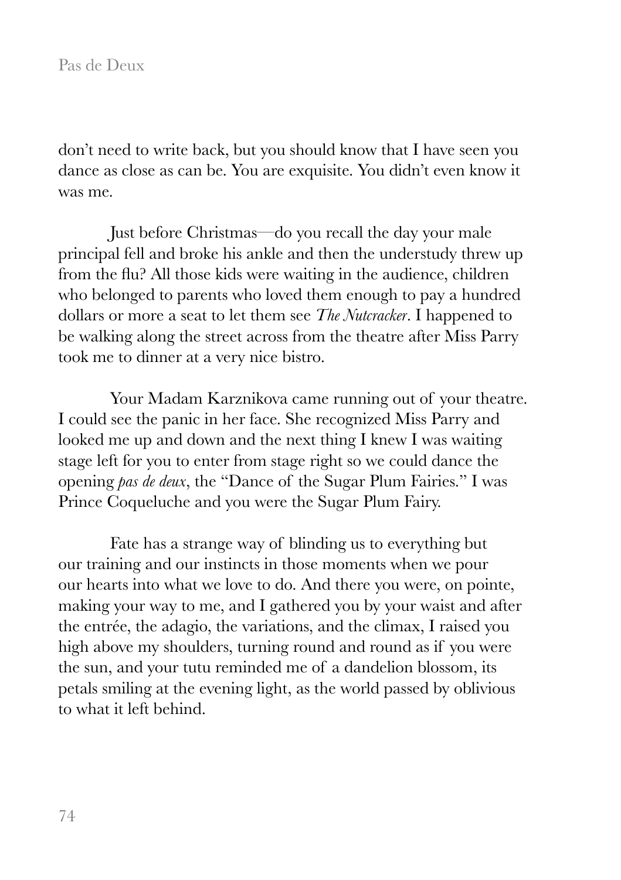don't need to write back, but you should know that I have seen you dance as close as can be. You are exquisite. You didn't even know it was me.

Just before Christmas—do you recall the day your male principal fell and broke his ankle and then the understudy threw up from the flu? All those kids were waiting in the audience, children who belonged to parents who loved them enough to pay a hundred dollars or more a seat to let them see *The Nutcracker*. I happened to be walking along the street across from the theatre after Miss Parry took me to dinner at a very nice bistro.

Your Madam Karznikova came running out of your theatre. I could see the panic in her face. She recognized Miss Parry and looked me up and down and the next thing I knew I was waiting stage left for you to enter from stage right so we could dance the opening *pas de deux*, the "Dance of the Sugar Plum Fairies." I was Prince Coqueluche and you were the Sugar Plum Fairy.

Fate has a strange way of blinding us to everything but our training and our instincts in those moments when we pour our hearts into what we love to do. And there you were, on pointe, making your way to me, and I gathered you by your waist and after the entrée, the adagio, the variations, and the climax, I raised you high above my shoulders, turning round and round as if you were the sun, and your tutu reminded me of a dandelion blossom, its petals smiling at the evening light, as the world passed by oblivious to what it left behind.